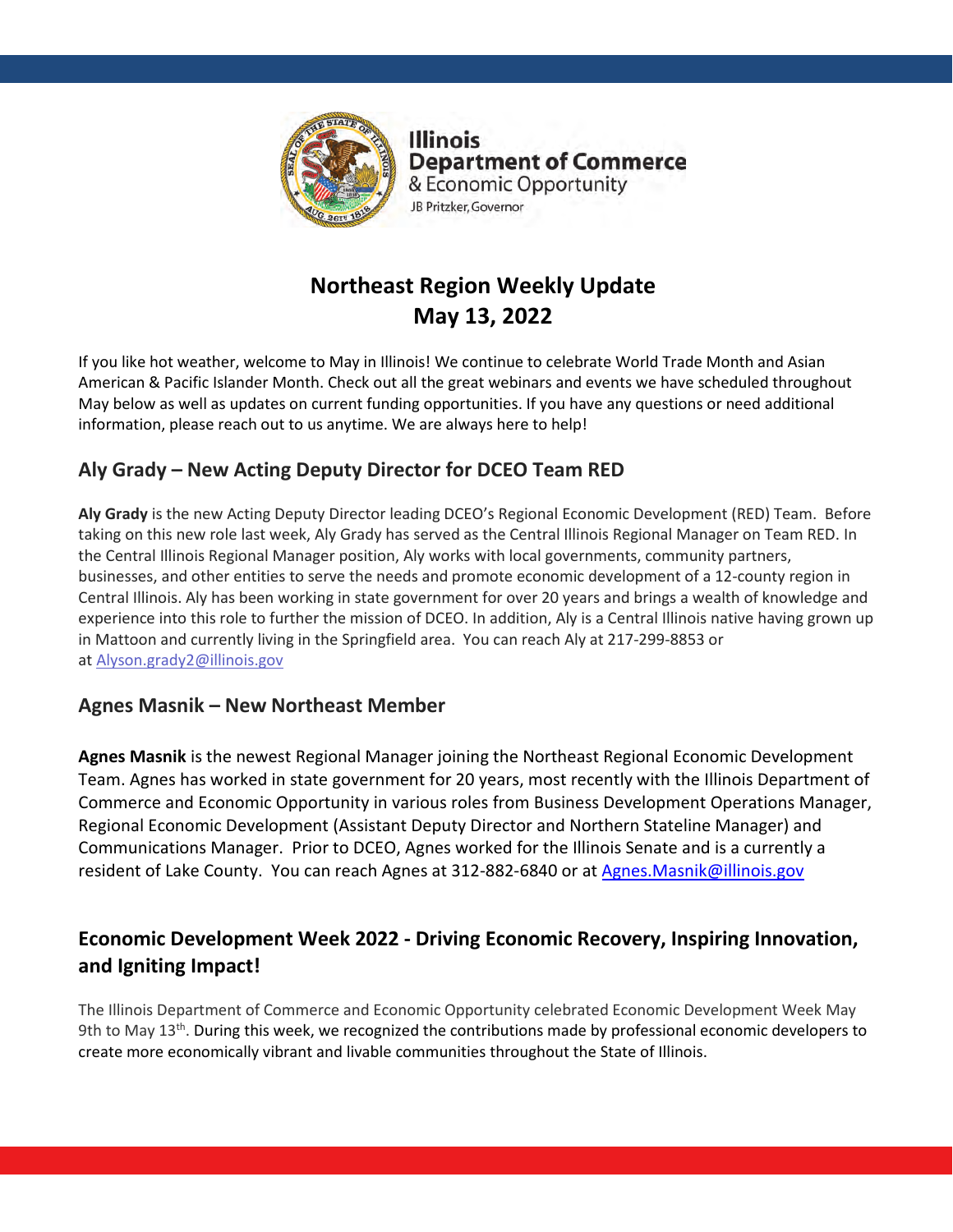Illinois
Department of Commerce
& Economic Opportunity
JB Pritzker, Governor

# Northeast Region Weekly Update
# May 13, 2022

If you like hot weather, welcome to May in Illinois! We continue to celebrate World Trade Month and Asian American & Pacific Islander Month. Check out all the great webinars and events we have scheduled throughout May below as well as updates on current funding opportunities. If you have any questions or need additional information, please reach out to us anytime. We are always here to help!

## Aly Grady – New Acting Deputy Director for DCEO Team RED

**Aly Grady** is the new Acting Deputy Director leading DCEO's Regional Economic Development (RED) Team. Before taking on this new role last week, Aly Grady has served as the Central Illinois Regional Manager on Team RED. In the Central Illinois Regional Manager position, Aly works with local governments, community partners, businesses, and other entities to serve the needs and promote economic development of a 12-county region in Central Illinois. Aly has been working in state government for over 20 years and brings a wealth of knowledge and experience into this role to further the mission of DCEO. In addition, Aly is a Central Illinois native having grown up in Mattoon and currently living in the Springfield area. You can reach Aly at 217-299-8853 or at Alyson.grady2@illinois.gov

## Agnes Masnik – New Northeast Member

**Agnes Masnik** is the newest Regional Manager joining the Northeast Regional Economic Development Team. Agnes has worked in state government for 20 years, most recently with the Illinois Department of Commerce and Economic Opportunity in various roles from Business Development Operations Manager, Regional Economic Development (Assistant Deputy Director and Northern Stateline Manager) and Communications Manager. Prior to DCEO, Agnes worked for the Illinois Senate and is a currently a resident of Lake County. You can reach Agnes at 312-882-6840 or at Agnes.Masnik@illinois.gov

## Economic Development Week 2022 - Driving Economic Recovery, Inspiring Innovation, and Igniting Impact!

The Illinois Department of Commerce and Economic Opportunity celebrated Economic Development Week May 9th to May 13th. During this week, we recognized the contributions made by professional economic developers to create more economically vibrant and livable communities throughout the State of Illinois.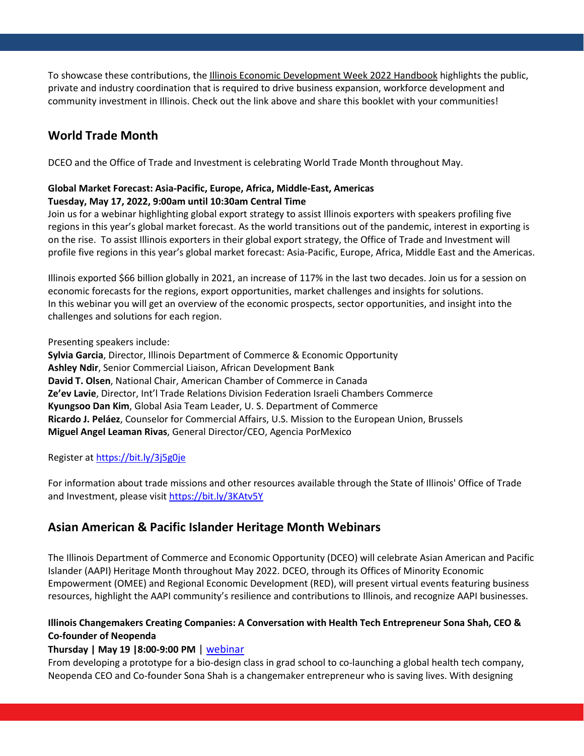To showcase these contributions, the Illinois Economic Development Week 2022 Handbook highlights the public, private and industry coordination that is required to drive business expansion, workforce development and community investment in Illinois. Check out the link above and share this booklet with your communities!

## World Trade Month

DCEO and the Office of Trade and Investment is celebrating World Trade Month throughout May.

**Global Market Forecast: Asia-Pacific, Europe, Africa, Middle-East, Americas**
**Tuesday, May 17, 2022, 9:00am until 10:30am Central Time**
Join us for a webinar highlighting global export strategy to assist Illinois exporters with speakers profiling five regions in this year's global market forecast. As the world transitions out of the pandemic, interest in exporting is on the rise. To assist Illinois exporters in their global export strategy, the Office of Trade and Investment will profile five regions in this year's global market forecast: Asia-Pacific, Europe, Africa, Middle East and the Americas.

Illinois exported $66 billion globally in 2021, an increase of 117% in the last two decades. Join us for a session on economic forecasts for the regions, export opportunities, market challenges and insights for solutions. In this webinar you will get an overview of the economic prospects, sector opportunities, and insight into the challenges and solutions for each region.

Presenting speakers include:
**Sylvia Garcia**, Director, Illinois Department of Commerce & Economic Opportunity
**Ashley Ndir**, Senior Commercial Liaison, African Development Bank
**David T. Olsen**, National Chair, American Chamber of Commerce in Canada
**Ze'ev Lavie**, Director, Int'l Trade Relations Division Federation Israeli Chambers Commerce
**Kyungsoo Dan Kim**, Global Asia Team Leader, U. S. Department of Commerce
**Ricardo J. Peláez**, Counselor for Commercial Affairs, U.S. Mission to the European Union, Brussels
**Miguel Angel Leaman Rivas**, General Director/CEO, Agencia PorMexico

Register at https://bit.ly/3j5g0je

For information about trade missions and other resources available through the State of Illinois' Office of Trade and Investment, please visit https://bit.ly/3KAtv5Y

## Asian American & Pacific Islander Heritage Month Webinars

The Illinois Department of Commerce and Economic Opportunity (DCEO) will celebrate Asian American and Pacific Islander (AAPI) Heritage Month throughout May 2022. DCEO, through its Offices of Minority Economic Empowerment (OMEE) and Regional Economic Development (RED), will present virtual events featuring business resources, highlight the AAPI community's resilience and contributions to Illinois, and recognize AAPI businesses.

**Illinois Changemakers Creating Companies: A Conversation with Health Tech Entrepreneur Sona Shah, CEO & Co-founder of Neopenda**
**Thursday | May 19 |8:00-9:00 PM** | webinar
From developing a prototype for a bio-design class in grad school to co-launching a global health tech company, Neopenda CEO and Co-founder Sona Shah is a changemaker entrepreneur who is saving lives. With designing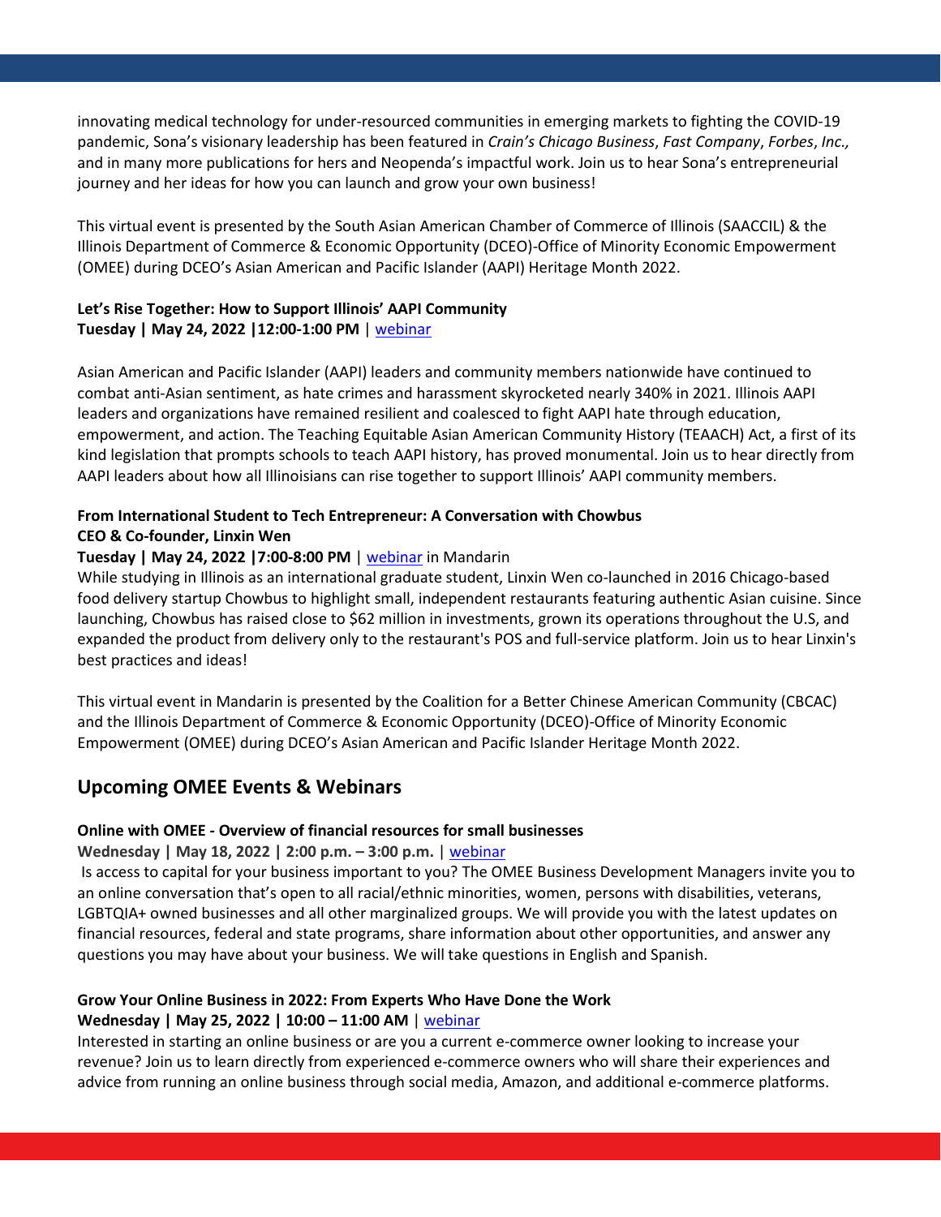innovating medical technology for under-resourced communities in emerging markets to fighting the COVID-19 pandemic, Sona's visionary leadership has been featured in *Crain's Chicago Business*, *Fast Company*, *Forbes*, *Inc.,* and in many more publications for hers and Neopenda's impactful work. Join us to hear Sona's entrepreneurial journey and her ideas for how you can launch and grow your own business!

This virtual event is presented by the South Asian American Chamber of Commerce of Illinois (SAACCIL) & the Illinois Department of Commerce & Economic Opportunity (DCEO)-Office of Minority Economic Empowerment (OMEE) during DCEO's Asian American and Pacific Islander (AAPI) Heritage Month 2022.

**Let's Rise Together: How to Support Illinois' AAPI Community**
**Tuesday | May 24, 2022 |12:00-1:00 PM** | webinar

Asian American and Pacific Islander (AAPI) leaders and community members nationwide have continued to combat anti-Asian sentiment, as hate crimes and harassment skyrocketed nearly 340% in 2021. Illinois AAPI leaders and organizations have remained resilient and coalesced to fight AAPI hate through education, empowerment, and action. The Teaching Equitable Asian American Community History (TEAACH) Act, a first of its kind legislation that prompts schools to teach AAPI history, has proved monumental. Join us to hear directly from AAPI leaders about how all Illinoisians can rise together to support Illinois' AAPI community members.

**From International Student to Tech Entrepreneur: A Conversation with Chowbus CEO & Co-founder, Linxin Wen**
**Tuesday | May 24, 2022 |7:00-8:00 PM** | webinar in Mandarin
While studying in Illinois as an international graduate student, Linxin Wen co-launched in 2016 Chicago-based food delivery startup Chowbus to highlight small, independent restaurants featuring authentic Asian cuisine. Since launching, Chowbus has raised close to $62 million in investments, grown its operations throughout the U.S, and expanded the product from delivery only to the restaurant's POS and full-service platform. Join us to hear Linxin's best practices and ideas!

This virtual event in Mandarin is presented by the Coalition for a Better Chinese American Community (CBCAC) and the Illinois Department of Commerce & Economic Opportunity (DCEO)-Office of Minority Economic Empowerment (OMEE) during DCEO's Asian American and Pacific Islander Heritage Month 2022.

## Upcoming OMEE Events & Webinars

**Online with OMEE - Overview of financial resources for small businesses**
**Wednesday | May 18, 2022 | 2:00 p.m. – 3:00 p.m.** | webinar
Is access to capital for your business important to you? The OMEE Business Development Managers invite you to an online conversation that's open to all racial/ethnic minorities, women, persons with disabilities, veterans, LGBTQIA+ owned businesses and all other marginalized groups. We will provide you with the latest updates on financial resources, federal and state programs, share information about other opportunities, and answer any questions you may have about your business. We will take questions in English and Spanish.

**Grow Your Online Business in 2022: From Experts Who Have Done the Work**
**Wednesday | May 25, 2022 | 10:00 – 11:00 AM** | webinar
Interested in starting an online business or are you a current e-commerce owner looking to increase your revenue? Join us to learn directly from experienced e-commerce owners who will share their experiences and advice from running an online business through social media, Amazon, and additional e-commerce platforms.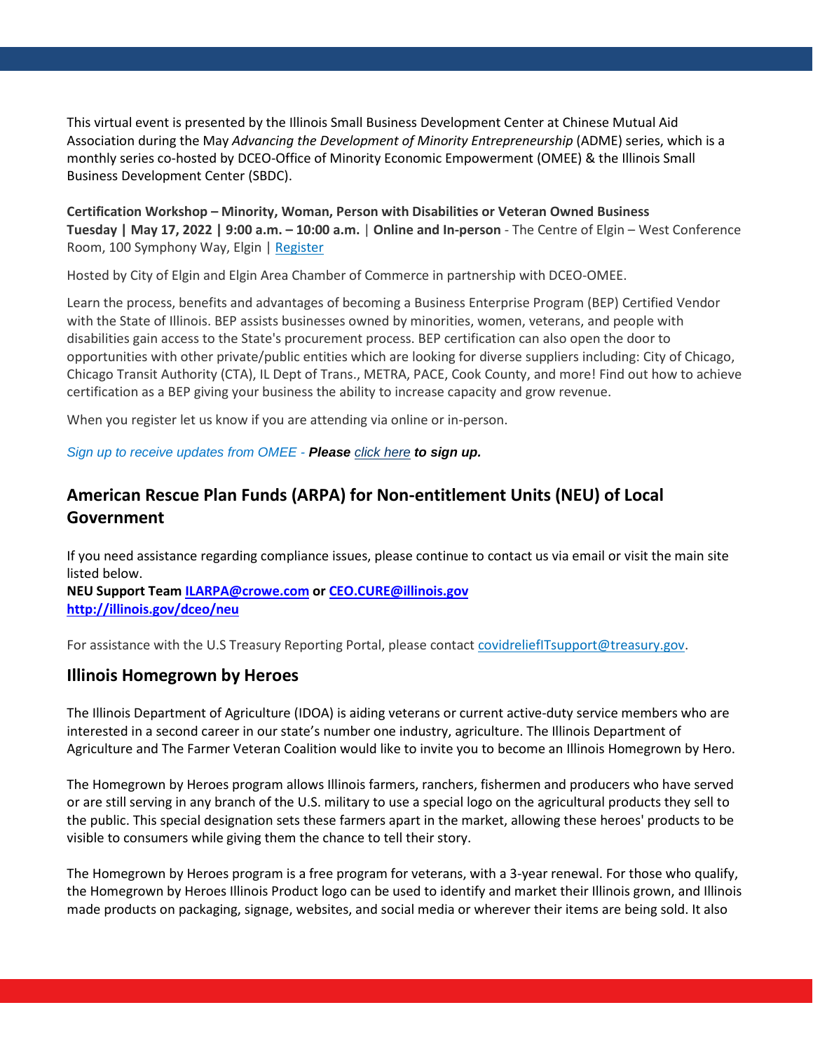This virtual event is presented by the Illinois Small Business Development Center at Chinese Mutual Aid Association during the May *Advancing the Development of Minority Entrepreneurship* (ADME) series, which is a monthly series co-hosted by DCEO-Office of Minority Economic Empowerment (OMEE) & the Illinois Small Business Development Center (SBDC).

**Certification Workshop – Minority, Woman, Person with Disabilities or Veteran Owned Business**
**Tuesday | May 17, 2022 | 9:00 a.m. – 10:00 a.m.** | **Online and In-person** - The Centre of Elgin – West Conference Room, 100 Symphony Way, Elgin | [Register]

Hosted by City of Elgin and Elgin Area Chamber of Commerce in partnership with DCEO-OMEE.

Learn the process, benefits and advantages of becoming a Business Enterprise Program (BEP) Certified Vendor with the State of Illinois. BEP assists businesses owned by minorities, women, veterans, and people with disabilities gain access to the State's procurement process. BEP certification can also open the door to opportunities with other private/public entities which are looking for diverse suppliers including: City of Chicago, Chicago Transit Authority (CTA), IL Dept of Trans., METRA, PACE, Cook County, and more! Find out how to achieve certification as a BEP giving your business the ability to increase capacity and grow revenue.

When you register let us know if you are attending via online or in-person.

*Sign up to receive updates from OMEE - **Please** click here **to sign up.***

## American Rescue Plan Funds (ARPA) for Non-entitlement Units (NEU) of Local Government

If you need assistance regarding compliance issues, please continue to contact us via email or visit the main site listed below.
**NEU Support Team ILARPA@crowe.com or CEO.CURE@illinois.gov**
**http://illinois.gov/dceo/neu**

For assistance with the U.S Treasury Reporting Portal, please contact covidreliefITsupport@treasury.gov.

## Illinois Homegrown by Heroes

The Illinois Department of Agriculture (IDOA) is aiding veterans or current active-duty service members who are interested in a second career in our state's number one industry, agriculture. The Illinois Department of Agriculture and The Farmer Veteran Coalition would like to invite you to become an Illinois Homegrown by Hero.

The Homegrown by Heroes program allows Illinois farmers, ranchers, fishermen and producers who have served or are still serving in any branch of the U.S. military to use a special logo on the agricultural products they sell to the public. This special designation sets these farmers apart in the market, allowing these heroes' products to be visible to consumers while giving them the chance to tell their story.

The Homegrown by Heroes program is a free program for veterans, with a 3-year renewal. For those who qualify, the Homegrown by Heroes Illinois Product logo can be used to identify and market their Illinois grown, and Illinois made products on packaging, signage, websites, and social media or wherever their items are being sold. It also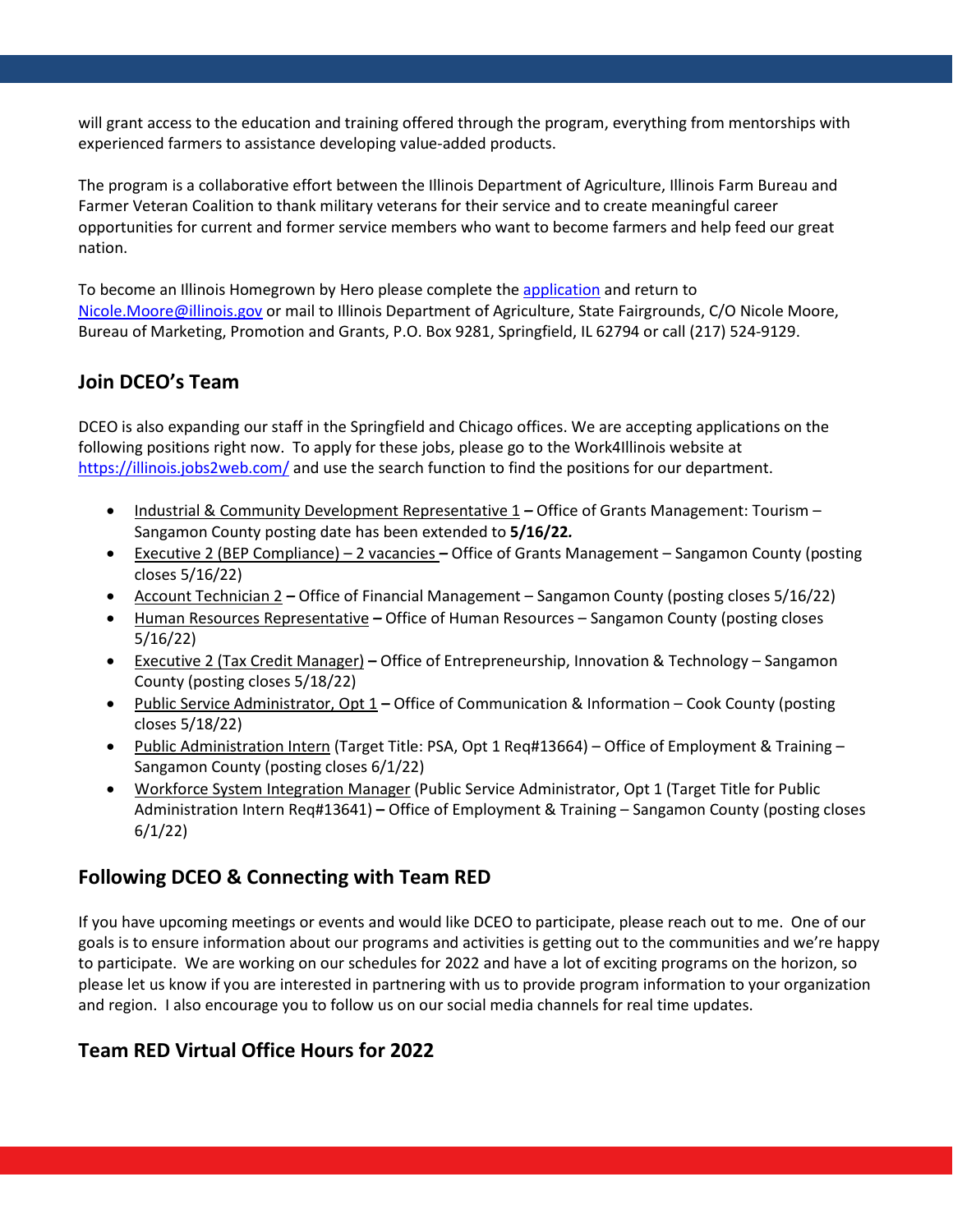will grant access to the education and training offered through the program, everything from mentorships with experienced farmers to assistance developing value-added products.

The program is a collaborative effort between the Illinois Department of Agriculture, Illinois Farm Bureau and Farmer Veteran Coalition to thank military veterans for their service and to create meaningful career opportunities for current and former service members who want to become farmers and help feed our great nation.

To become an Illinois Homegrown by Hero please complete the [application]() and return to [Nicole.Moore@illinois.gov](mailto:Nicole.Moore@illinois.gov) or mail to Illinois Department of Agriculture, State Fairgrounds, C/O Nicole Moore, Bureau of Marketing, Promotion and Grants, P.O. Box 9281, Springfield, IL 62794 or call (217) 524-9129.

## Join DCEO's Team

DCEO is also expanding our staff in the Springfield and Chicago offices. We are accepting applications on the following positions right now. To apply for these jobs, please go to the Work4Illinois website at [https://illinois.jobs2web.com/](https://illinois.jobs2web.com/) and use the search function to find the positions for our department.

- Industrial & Community Development Representative 1 **–** Office of Grants Management: Tourism – Sangamon County posting date has been extended to ***5/16/22.***
- Executive 2 (BEP Compliance) – 2 vacancies **–** Office of Grants Management – Sangamon County (posting closes 5/16/22)
- Account Technician 2 **–** Office of Financial Management – Sangamon County (posting closes 5/16/22)
- Human Resources Representative **–** Office of Human Resources – Sangamon County (posting closes 5/16/22)
- Executive 2 (Tax Credit Manager) **–** Office of Entrepreneurship, Innovation & Technology – Sangamon County (posting closes 5/18/22)
- Public Service Administrator, Opt 1 **–** Office of Communication & Information – Cook County (posting closes 5/18/22)
- Public Administration Intern (Target Title: PSA, Opt 1 Req#13664) – Office of Employment & Training – Sangamon County (posting closes 6/1/22)
- Workforce System Integration Manager (Public Service Administrator, Opt 1 (Target Title for Public Administration Intern Req#13641) **–** Office of Employment & Training – Sangamon County (posting closes 6/1/22)

## Following DCEO & Connecting with Team RED

If you have upcoming meetings or events and would like DCEO to participate, please reach out to me. One of our goals is to ensure information about our programs and activities is getting out to the communities and we're happy to participate. We are working on our schedules for 2022 and have a lot of exciting programs on the horizon, so please let us know if you are interested in partnering with us to provide program information to your organization and region. I also encourage you to follow us on our social media channels for real time updates.

## Team RED Virtual Office Hours for 2022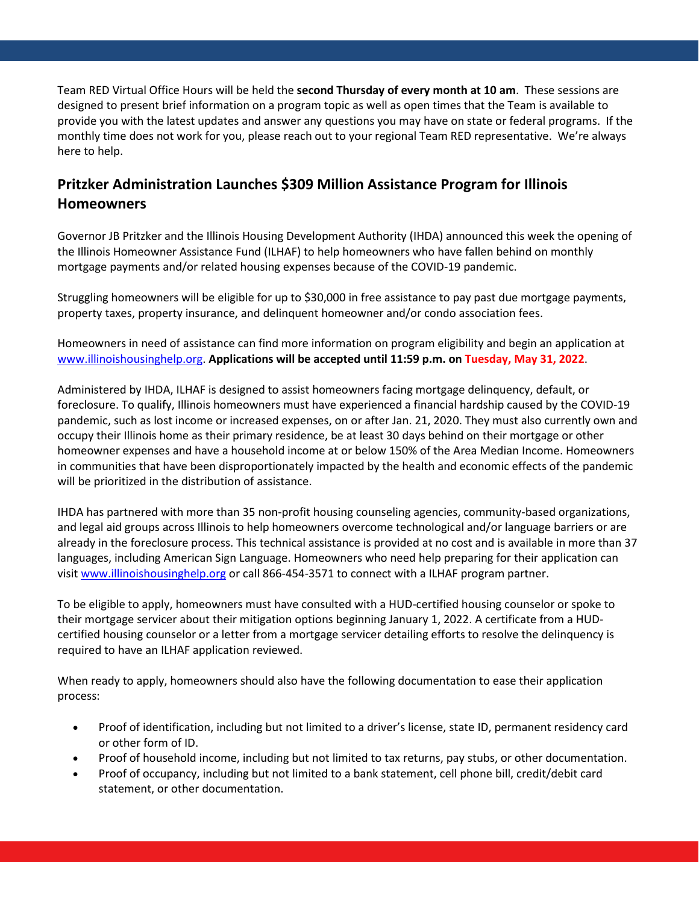Team RED Virtual Office Hours will be held the **second Thursday of every month at 10 am**. These sessions are designed to present brief information on a program topic as well as open times that the Team is available to provide you with the latest updates and answer any questions you may have on state or federal programs. If the monthly time does not work for you, please reach out to your regional Team RED representative. We're always here to help.

## Pritzker Administration Launches $309 Million Assistance Program for Illinois Homeowners

Governor JB Pritzker and the Illinois Housing Development Authority (IHDA) announced this week the opening of the Illinois Homeowner Assistance Fund (ILHAF) to help homeowners who have fallen behind on monthly mortgage payments and/or related housing expenses because of the COVID-19 pandemic.

Struggling homeowners will be eligible for up to $30,000 in free assistance to pay past due mortgage payments, property taxes, property insurance, and delinquent homeowner and/or condo association fees.

Homeowners in need of assistance can find more information on program eligibility and begin an application at www.illinoishousinghelp.org. **Applications will be accepted until 11:59 p.m. on Tuesday, May 31, 2022**.

Administered by IHDA, ILHAF is designed to assist homeowners facing mortgage delinquency, default, or foreclosure. To qualify, Illinois homeowners must have experienced a financial hardship caused by the COVID-19 pandemic, such as lost income or increased expenses, on or after Jan. 21, 2020. They must also currently own and occupy their Illinois home as their primary residence, be at least 30 days behind on their mortgage or other homeowner expenses and have a household income at or below 150% of the Area Median Income. Homeowners in communities that have been disproportionately impacted by the health and economic effects of the pandemic will be prioritized in the distribution of assistance.

IHDA has partnered with more than 35 non-profit housing counseling agencies, community-based organizations, and legal aid groups across Illinois to help homeowners overcome technological and/or language barriers or are already in the foreclosure process. This technical assistance is provided at no cost and is available in more than 37 languages, including American Sign Language. Homeowners who need help preparing for their application can visit www.illinoishousinghelp.org or call 866-454-3571 to connect with a ILHAF program partner.

To be eligible to apply, homeowners must have consulted with a HUD-certified housing counselor or spoke to their mortgage servicer about their mitigation options beginning January 1, 2022. A certificate from a HUD-certified housing counselor or a letter from a mortgage servicer detailing efforts to resolve the delinquency is required to have an ILHAF application reviewed.

When ready to apply, homeowners should also have the following documentation to ease their application process:

- Proof of identification, including but not limited to a driver's license, state ID, permanent residency card or other form of ID.
- Proof of household income, including but not limited to tax returns, pay stubs, or other documentation.
- Proof of occupancy, including but not limited to a bank statement, cell phone bill, credit/debit card statement, or other documentation.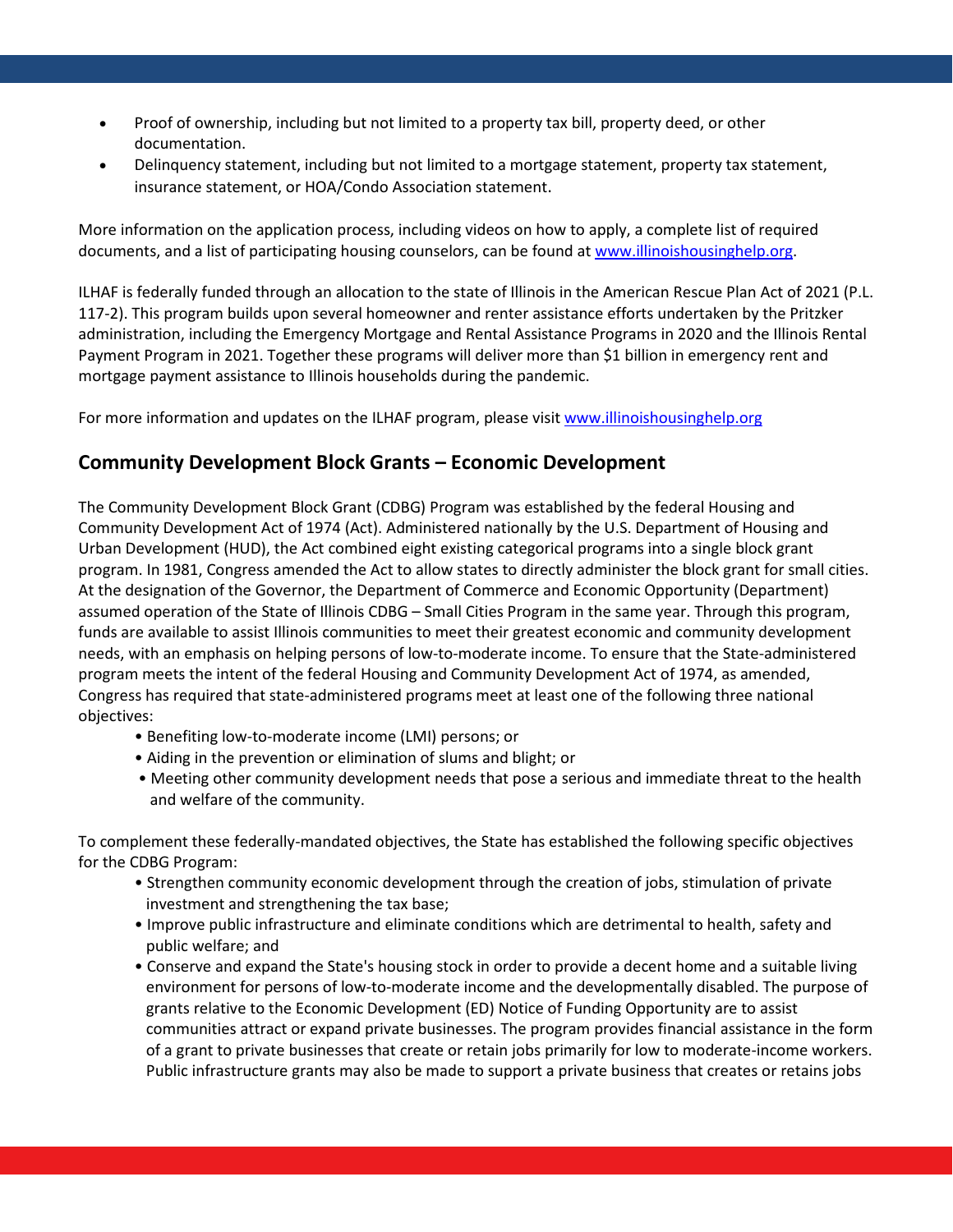- Proof of ownership, including but not limited to a property tax bill, property deed, or other documentation.
- Delinquency statement, including but not limited to a mortgage statement, property tax statement, insurance statement, or HOA/Condo Association statement.

More information on the application process, including videos on how to apply, a complete list of required documents, and a list of participating housing counselors, can be found at [www.illinoishousinghelp.org](www.illinoishousinghelp.org).

ILHAF is federally funded through an allocation to the state of Illinois in the American Rescue Plan Act of 2021 (P.L. 117-2). This program builds upon several homeowner and renter assistance efforts undertaken by the Pritzker administration, including the Emergency Mortgage and Rental Assistance Programs in 2020 and the Illinois Rental Payment Program in 2021. Together these programs will deliver more than $1 billion in emergency rent and mortgage payment assistance to Illinois households during the pandemic.

For more information and updates on the ILHAF program, please visit [www.illinoishousinghelp.org](www.illinoishousinghelp.org)

## Community Development Block Grants – Economic Development

The Community Development Block Grant (CDBG) Program was established by the federal Housing and Community Development Act of 1974 (Act). Administered nationally by the U.S. Department of Housing and Urban Development (HUD), the Act combined eight existing categorical programs into a single block grant program. In 1981, Congress amended the Act to allow states to directly administer the block grant for small cities. At the designation of the Governor, the Department of Commerce and Economic Opportunity (Department) assumed operation of the State of Illinois CDBG – Small Cities Program in the same year. Through this program, funds are available to assist Illinois communities to meet their greatest economic and community development needs, with an emphasis on helping persons of low-to-moderate income. To ensure that the State-administered program meets the intent of the federal Housing and Community Development Act of 1974, as amended, Congress has required that state-administered programs meet at least one of the following three national objectives:

- Benefiting low-to-moderate income (LMI) persons; or
- Aiding in the prevention or elimination of slums and blight; or
- Meeting other community development needs that pose a serious and immediate threat to the health and welfare of the community.

To complement these federally-mandated objectives, the State has established the following specific objectives for the CDBG Program:

- Strengthen community economic development through the creation of jobs, stimulation of private investment and strengthening the tax base;
- Improve public infrastructure and eliminate conditions which are detrimental to health, safety and public welfare; and
- Conserve and expand the State's housing stock in order to provide a decent home and a suitable living environment for persons of low-to-moderate income and the developmentally disabled. The purpose of grants relative to the Economic Development (ED) Notice of Funding Opportunity are to assist communities attract or expand private businesses. The program provides financial assistance in the form of a grant to private businesses that create or retain jobs primarily for low to moderate-income workers. Public infrastructure grants may also be made to support a private business that creates or retains jobs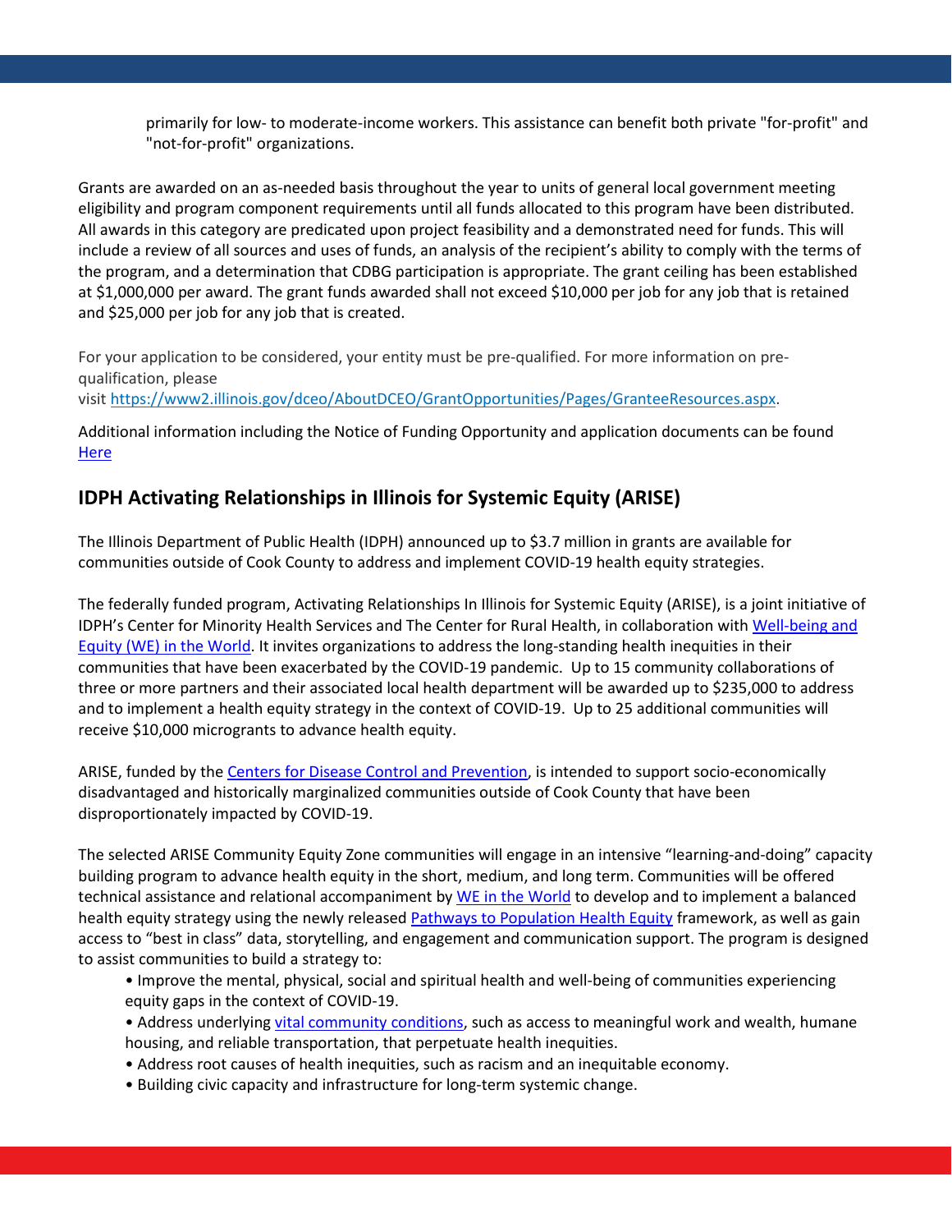primarily for low- to moderate-income workers. This assistance can benefit both private "for-profit" and "not-for-profit" organizations.

Grants are awarded on an as-needed basis throughout the year to units of general local government meeting eligibility and program component requirements until all funds allocated to this program have been distributed. All awards in this category are predicated upon project feasibility and a demonstrated need for funds. This will include a review of all sources and uses of funds, an analysis of the recipient's ability to comply with the terms of the program, and a determination that CDBG participation is appropriate. The grant ceiling has been established at $1,000,000 per award. The grant funds awarded shall not exceed $10,000 per job for any job that is retained and $25,000 per job for any job that is created.

For your application to be considered, your entity must be pre-qualified. For more information on pre-qualification, please visit [https://www2.illinois.gov/dceo/AboutDCEO/GrantOpportunities/Pages/GranteeResources.aspx](https://www2.illinois.gov/dceo/AboutDCEO/GrantOpportunities/Pages/GranteeResources.aspx).

Additional information including the Notice of Funding Opportunity and application documents can be found [Here]()

## IDPH Activating Relationships in Illinois for Systemic Equity (ARISE)

The Illinois Department of Public Health (IDPH) announced up to $3.7 million in grants are available for communities outside of Cook County to address and implement COVID-19 health equity strategies.

The federally funded program, Activating Relationships In Illinois for Systemic Equity (ARISE), is a joint initiative of IDPH's Center for Minority Health Services and The Center for Rural Health, in collaboration with [Well-being and Equity (WE) in the World](). It invites organizations to address the long-standing health inequities in their communities that have been exacerbated by the COVID-19 pandemic. Up to 15 community collaborations of three or more partners and their associated local health department will be awarded up to $235,000 to address and to implement a health equity strategy in the context of COVID-19. Up to 25 additional communities will receive $10,000 microgrants to advance health equity.

ARISE, funded by the [Centers for Disease Control and Prevention](), is intended to support socio-economically disadvantaged and historically marginalized communities outside of Cook County that have been disproportionately impacted by COVID-19.

The selected ARISE Community Equity Zone communities will engage in an intensive "learning-and-doing" capacity building program to advance health equity in the short, medium, and long term. Communities will be offered technical assistance and relational accompaniment by [WE in the World]() to develop and to implement a balanced health equity strategy using the newly released [Pathways to Population Health Equity]() framework, as well as gain access to "best in class" data, storytelling, and engagement and communication support. The program is designed to assist communities to build a strategy to:

- Improve the mental, physical, social and spiritual health and well-being of communities experiencing equity gaps in the context of COVID-19.
- Address underlying [vital community conditions](), such as access to meaningful work and wealth, humane housing, and reliable transportation, that perpetuate health inequities.
- Address root causes of health inequities, such as racism and an inequitable economy.
- Building civic capacity and infrastructure for long-term systemic change.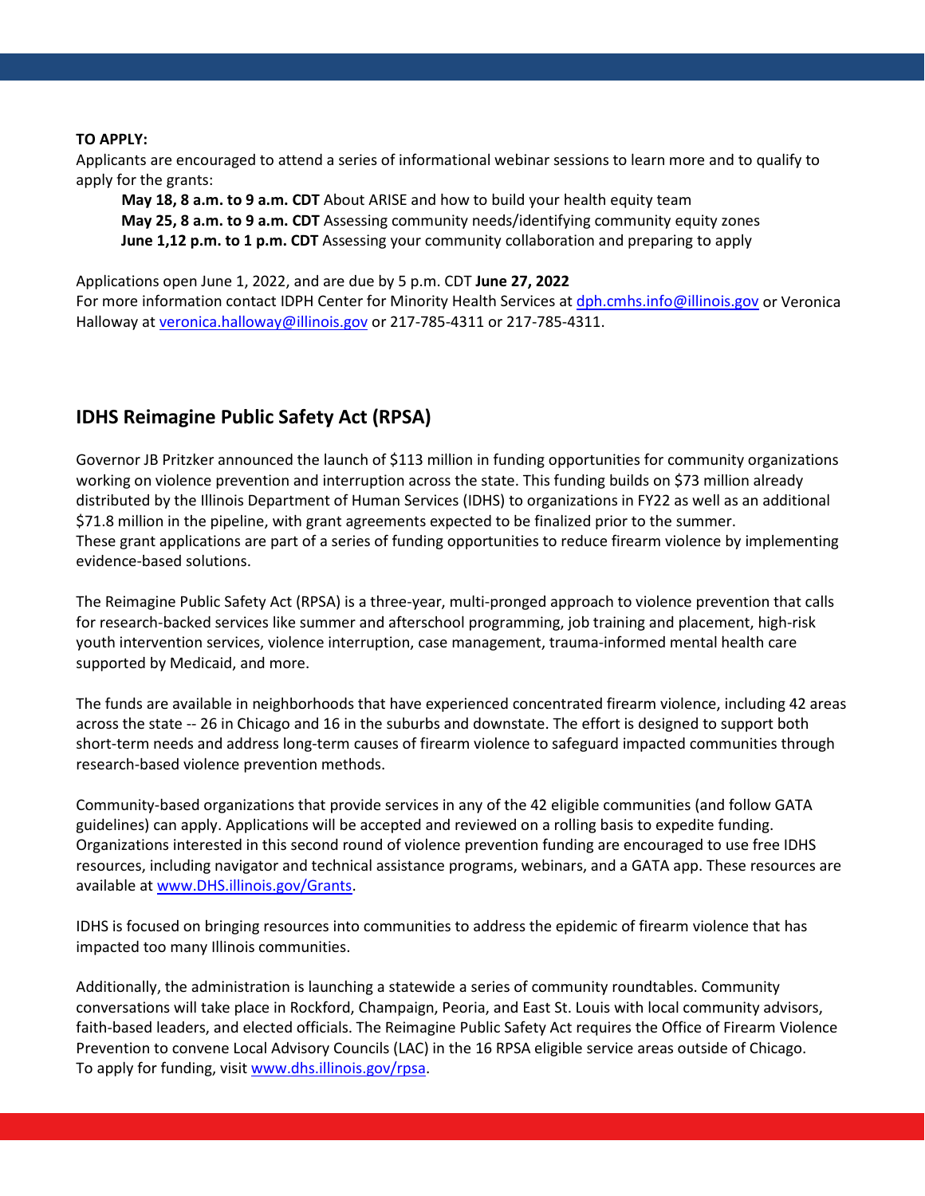**TO APPLY:**

Applicants are encouraged to attend a series of informational webinar sessions to learn more and to qualify to apply for the grants:

**May 18, 8 a.m. to 9 a.m. CDT** About ARISE and how to build your health equity team
**May 25, 8 a.m. to 9 a.m. CDT** Assessing community needs/identifying community equity zones
**June 1,12 p.m. to 1 p.m. CDT** Assessing your community collaboration and preparing to apply

Applications open June 1, 2022, and are due by 5 p.m. CDT **June 27, 2022**
For more information contact IDPH Center for Minority Health Services at dph.cmhs.info@illinois.gov or Veronica Halloway at veronica.halloway@illinois.gov or 217-785-4311 or 217-785-4311.

## IDHS Reimagine Public Safety Act (RPSA)

Governor JB Pritzker announced the launch of $113 million in funding opportunities for community organizations working on violence prevention and interruption across the state. This funding builds on $73 million already distributed by the Illinois Department of Human Services (IDHS) to organizations in FY22 as well as an additional $71.8 million in the pipeline, with grant agreements expected to be finalized prior to the summer. These grant applications are part of a series of funding opportunities to reduce firearm violence by implementing evidence-based solutions.

The Reimagine Public Safety Act (RPSA) is a three-year, multi-pronged approach to violence prevention that calls for research-backed services like summer and afterschool programming, job training and placement, high-risk youth intervention services, violence interruption, case management, trauma-informed mental health care supported by Medicaid, and more.

The funds are available in neighborhoods that have experienced concentrated firearm violence, including 42 areas across the state -- 26 in Chicago and 16 in the suburbs and downstate. The effort is designed to support both short-term needs and address long-term causes of firearm violence to safeguard impacted communities through research-based violence prevention methods.

Community-based organizations that provide services in any of the 42 eligible communities (and follow GATA guidelines) can apply. Applications will be accepted and reviewed on a rolling basis to expedite funding. Organizations interested in this second round of violence prevention funding are encouraged to use free IDHS resources, including navigator and technical assistance programs, webinars, and a GATA app. These resources are available at www.DHS.illinois.gov/Grants.

IDHS is focused on bringing resources into communities to address the epidemic of firearm violence that has impacted too many Illinois communities.

Additionally, the administration is launching a statewide a series of community roundtables. Community conversations will take place in Rockford, Champaign, Peoria, and East St. Louis with local community advisors, faith-based leaders, and elected officials. The Reimagine Public Safety Act requires the Office of Firearm Violence Prevention to convene Local Advisory Councils (LAC) in the 16 RPSA eligible service areas outside of Chicago.
To apply for funding, visit www.dhs.illinois.gov/rpsa.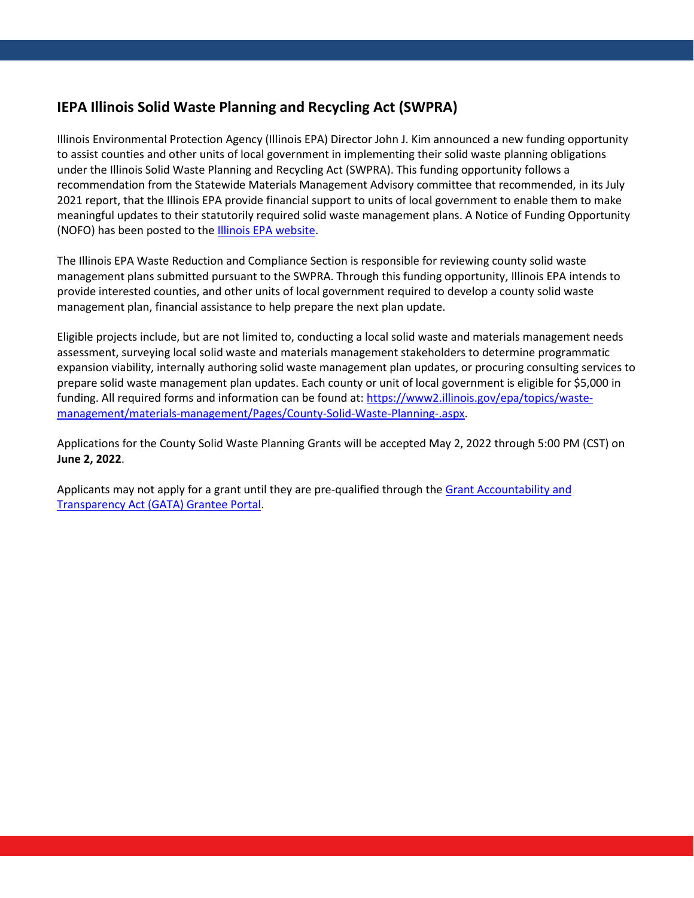## IEPA Illinois Solid Waste Planning and Recycling Act (SWPRA)

Illinois Environmental Protection Agency (Illinois EPA) Director John J. Kim announced a new funding opportunity to assist counties and other units of local government in implementing their solid waste planning obligations under the Illinois Solid Waste Planning and Recycling Act (SWPRA). This funding opportunity follows a recommendation from the Statewide Materials Management Advisory committee that recommended, in its July 2021 report, that the Illinois EPA provide financial support to units of local government to enable them to make meaningful updates to their statutorily required solid waste management plans. A Notice of Funding Opportunity (NOFO) has been posted to the Illinois EPA website.

The Illinois EPA Waste Reduction and Compliance Section is responsible for reviewing county solid waste management plans submitted pursuant to the SWPRA. Through this funding opportunity, Illinois EPA intends to provide interested counties, and other units of local government required to develop a county solid waste management plan, financial assistance to help prepare the next plan update.

Eligible projects include, but are not limited to, conducting a local solid waste and materials management needs assessment, surveying local solid waste and materials management stakeholders to determine programmatic expansion viability, internally authoring solid waste management plan updates, or procuring consulting services to prepare solid waste management plan updates. Each county or unit of local government is eligible for $5,000 in funding. All required forms and information can be found at: https://www2.illinois.gov/epa/topics/waste-management/materials-management/Pages/County-Solid-Waste-Planning-.aspx.

Applications for the County Solid Waste Planning Grants will be accepted May 2, 2022 through 5:00 PM (CST) on **June 2, 2022**.

Applicants may not apply for a grant until they are pre-qualified through the Grant Accountability and Transparency Act (GATA) Grantee Portal.